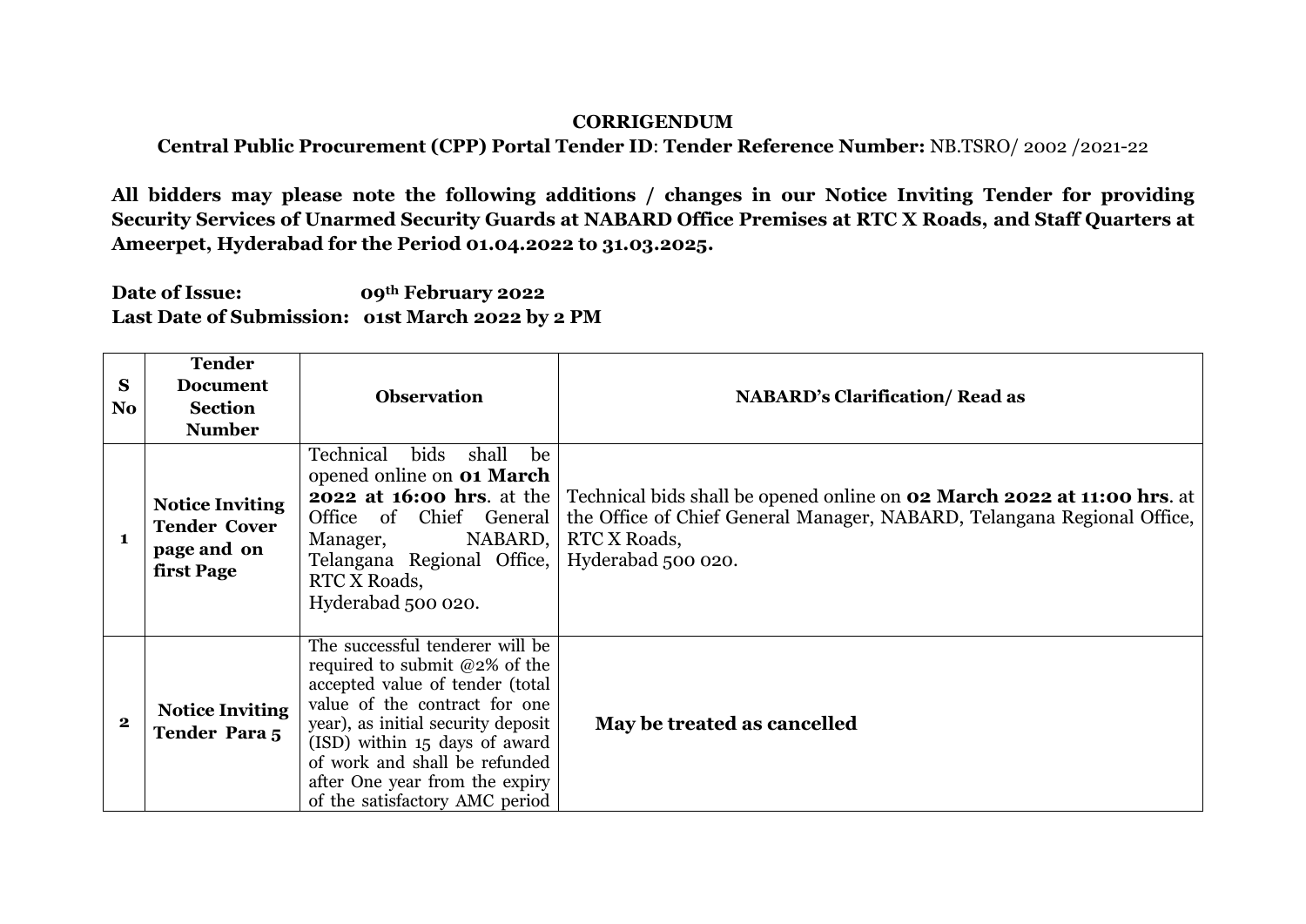**CORRIGENDUM**

**Central Public Procurement (CPP) Portal Tender ID**: **Tender Reference Number:** NB.TSRO/ 2002 /2021-22

**All bidders may please note the following additions / changes in our Notice Inviting Tender for providing Security Services of Unarmed Security Guards at NABARD Office Premises at RTC X Roads, and Staff Quarters at Ameerpet, Hyderabad for the Period 01.04.2022 to 31.03.2025.**

**Date of Issue:** **09th February 2022**
**Last Date of Submission:** **01st March 2022 by 2 PM**

| S No | Tender Document Section Number | Observation | NABARD's Clarification/ Read as |
|---|---|---|---|
| **1** | **Notice Inviting Tender Cover page and on first Page** | Technical bids shall be opened online on **01 March 2022 at 16:00 hrs**. at the Office of Chief General Manager, NABARD, Telangana Regional Office, RTC X Roads, Hyderabad 500 020. | Technical bids shall be opened online on **02 March 2022 at 11:00 hrs**. at the Office of Chief General Manager, NABARD, Telangana Regional Office, RTC X Roads, Hyderabad 500 020. |
| **2** | **Notice Inviting Tender Para 5** | The successful tenderer will be required to submit @2% of the accepted value of tender (total value of the contract for one year), as initial security deposit (ISD) within 15 days of award of work and shall be refunded after One year from the expiry of the satisfactory AMC period | **May be treated as cancelled** |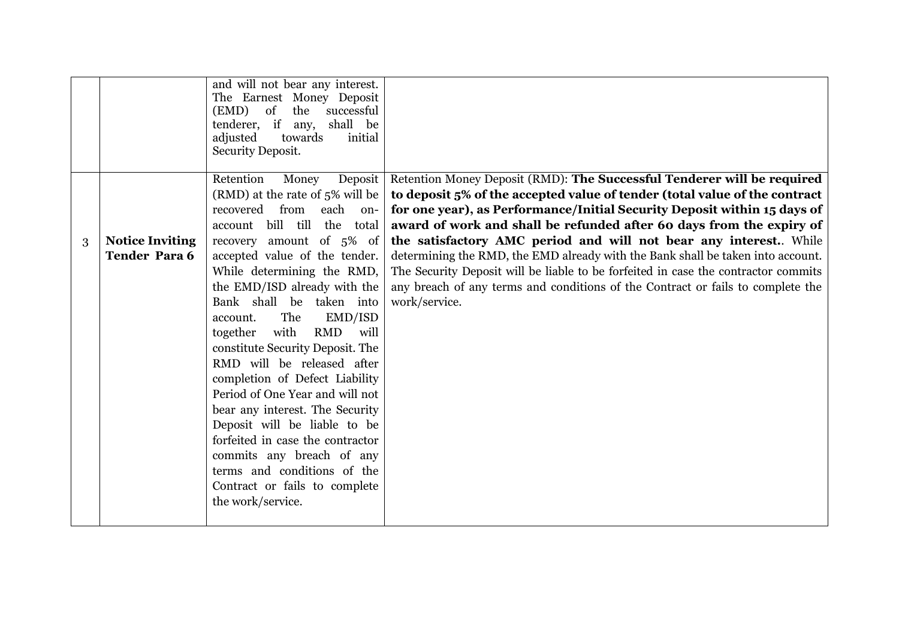| | | | |
|---|---|---|---|
| | | and will not bear any interest. The Earnest Money Deposit (EMD) of the successful tenderer, if any, shall be adjusted towards initial Security Deposit. | |
| 3 | **Notice Inviting Tender Para 6** | Retention Money Deposit (RMD) at the rate of 5% will be recovered from each on-account bill till the total recovery amount of 5% of accepted value of the tender. While determining the RMD, the EMD/ISD already with the Bank shall be taken into account. The EMD/ISD together with RMD will constitute Security Deposit. The RMD will be released after completion of Defect Liability Period of One Year and will not bear any interest. The Security Deposit will be liable to be forfeited in case the contractor commits any breach of any terms and conditions of the Contract or fails to complete the work/service. | Retention Money Deposit (RMD): **The Successful Tenderer will be required to deposit 5% of the accepted value of tender (total value of the contract for one year), as Performance/Initial Security Deposit within 15 days of award of work and shall be refunded after 60 days from the expiry of the satisfactory AMC period and will not bear any interest.**. While determining the RMD, the EMD already with the Bank shall be taken into account. The Security Deposit will be liable to be forfeited in case the contractor commits any breach of any terms and conditions of the Contract or fails to complete the work/service. |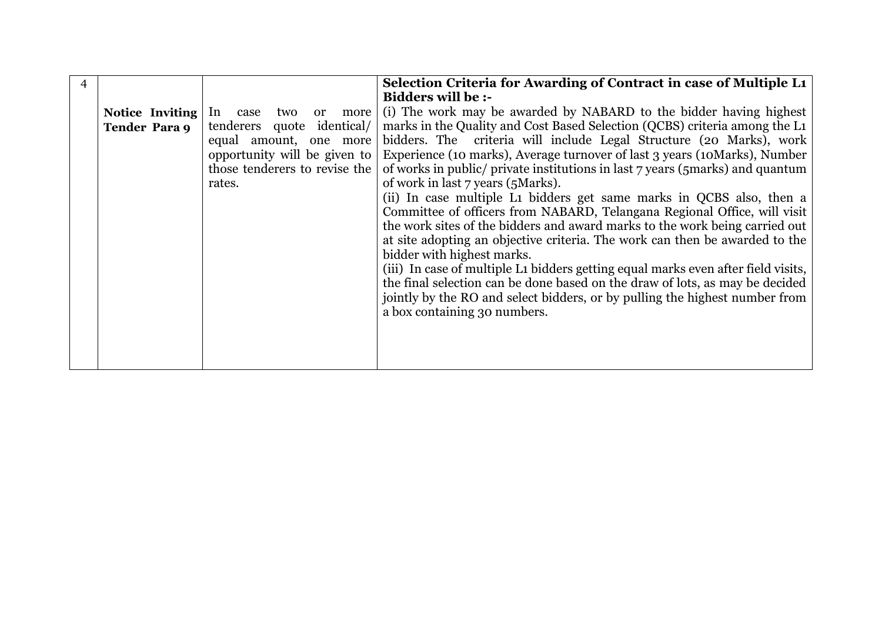| 4 | **Notice Inviting Tender Para 9** | In case two or more tenderers quote identical/ equal amount, one more opportunity will be given to those tenderers to revise the rates. | **Selection Criteria for Awarding of Contract in case of Multiple L1 Bidders will be :-**<br>(i) The work may be awarded by NABARD to the bidder having highest marks in the Quality and Cost Based Selection (QCBS) criteria among the L1 bidders. The criteria will include Legal Structure (20 Marks), work Experience (10 marks), Average turnover of last 3 years (10Marks), Number of works in public/ private institutions in last 7 years (5marks) and quantum of work in last 7 years (5Marks).<br>(ii) In case multiple L1 bidders get same marks in QCBS also, then a Committee of officers from NABARD, Telangana Regional Office, will visit the work sites of the bidders and award marks to the work being carried out at site adopting an objective criteria. The work can then be awarded to the bidder with highest marks.<br>(iii) In case of multiple L1 bidders getting equal marks even after field visits, the final selection can be done based on the draw of lots, as may be decided jointly by the RO and select bidders, or by pulling the highest number from a box containing 30 numbers. |
|---|---|---|---|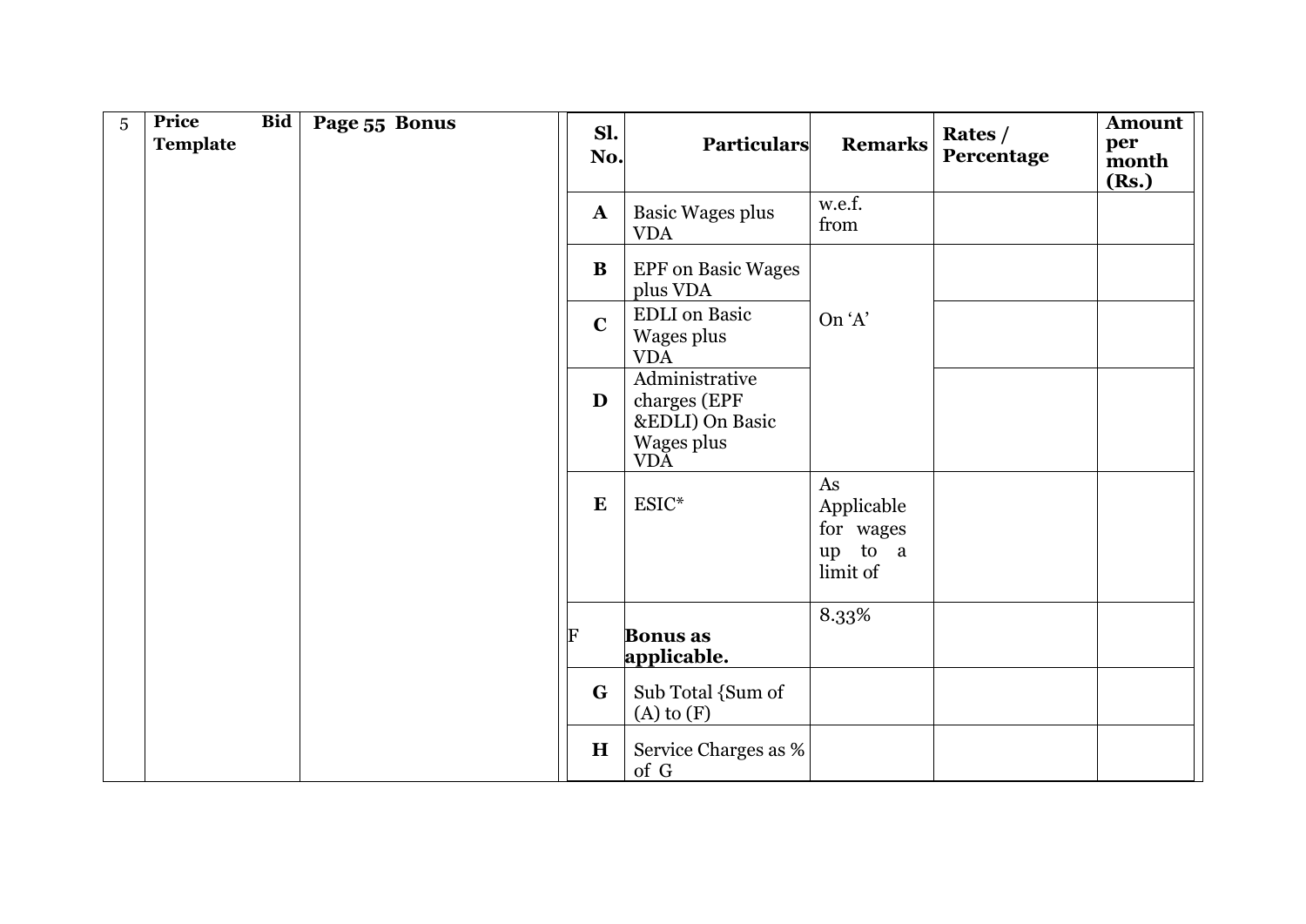| 5 | Price Bid Template | Page 55 Bonus | | | | | |
|---|---|---|---|---|---|---|---|
| | | | **Sl. No.** | **Particulars** | **Remarks** | **Rates / Percentage** | **Amount per month (Rs.)** |
| | | | **A** | Basic Wages plus VDA | w.e.f. from | | |
| | | | **B** | EPF on Basic Wages plus VDA | On 'A' | | |
| | | | **C** | EDLI on Basic Wages plus VDA | | | |
| | | | **D** | Administrative charges (EPF &EDLI) On Basic Wages plus VDA | | | |
| | | | **E** | ESIC* | As Applicable for wages up to a limit of | | |
| | | | F | **Bonus as applicable.** | 8.33% | | |
| | | | **G** | Sub Total {Sum of (A) to (F) | | | |
| | | | **H** | Service Charges as % of G | | | |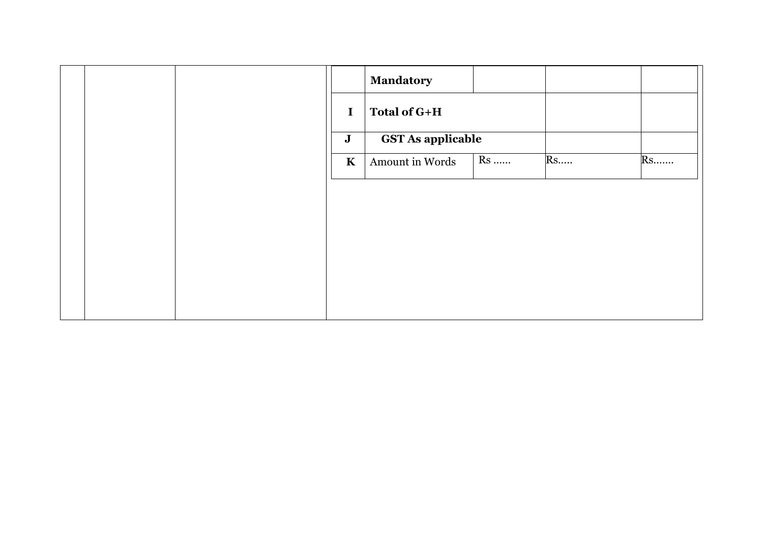| | | | | | | | |
|---|---|---|---|---|---|---|---|
| | | | | **Mandatory** | | | |
| | | | **I** | **Total of G+H** | | | |
| | | | **J** | **GST As applicable** | | | |
| | | | **K** | Amount in Words | Rs ...... | Rs..... | Rs....... |